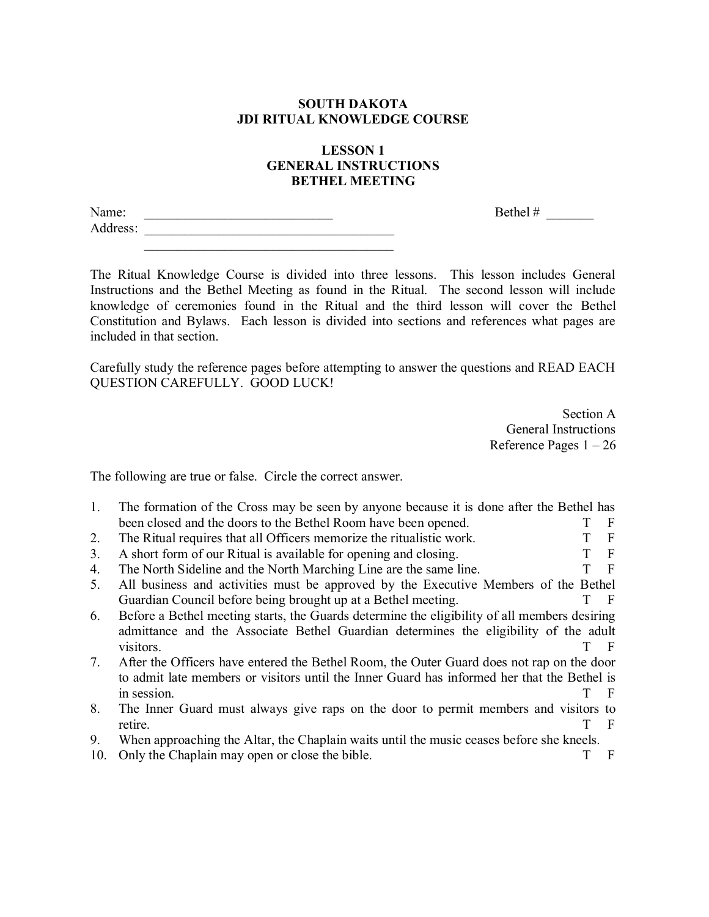# SOUTH DAKOTA
# JDI RITUAL KNOWLEDGE COURSE

## LESSON 1
## GENERAL INSTRUCTIONS
## BETHEL MEETING

Name: ____________________________ Bethel # _______

Address: ______________________________________

______________________________________

The Ritual Knowledge Course is divided into three lessons. This lesson includes General Instructions and the Bethel Meeting as found in the Ritual. The second lesson will include knowledge of ceremonies found in the Ritual and the third lesson will cover the Bethel Constitution and Bylaws. Each lesson is divided into sections and references what pages are included in that section.

Carefully study the reference pages before attempting to answer the questions and READ EACH QUESTION CAREFULLY. GOOD LUCK!

Section A
General Instructions
Reference Pages 1 – 26

The following are true or false. Circle the correct answer.

1. The formation of the Cross may be seen by anyone because it is done after the Bethel has been closed and the doors to the Bethel Room have been opened. T F
2. The Ritual requires that all Officers memorize the ritualistic work. T F
3. A short form of our Ritual is available for opening and closing. T F
4. The North Sideline and the North Marching Line are the same line. T F
5. All business and activities must be approved by the Executive Members of the Bethel Guardian Council before being brought up at a Bethel meeting. T F
6. Before a Bethel meeting starts, the Guards determine the eligibility of all members desiring admittance and the Associate Bethel Guardian determines the eligibility of the adult visitors. T F
7. After the Officers have entered the Bethel Room, the Outer Guard does not rap on the door to admit late members or visitors until the Inner Guard has informed her that the Bethel is in session. T F
8. The Inner Guard must always give raps on the door to permit members and visitors to retire. T F
9. When approaching the Altar, the Chaplain waits until the music ceases before she kneels.
10. Only the Chaplain may open or close the bible. T F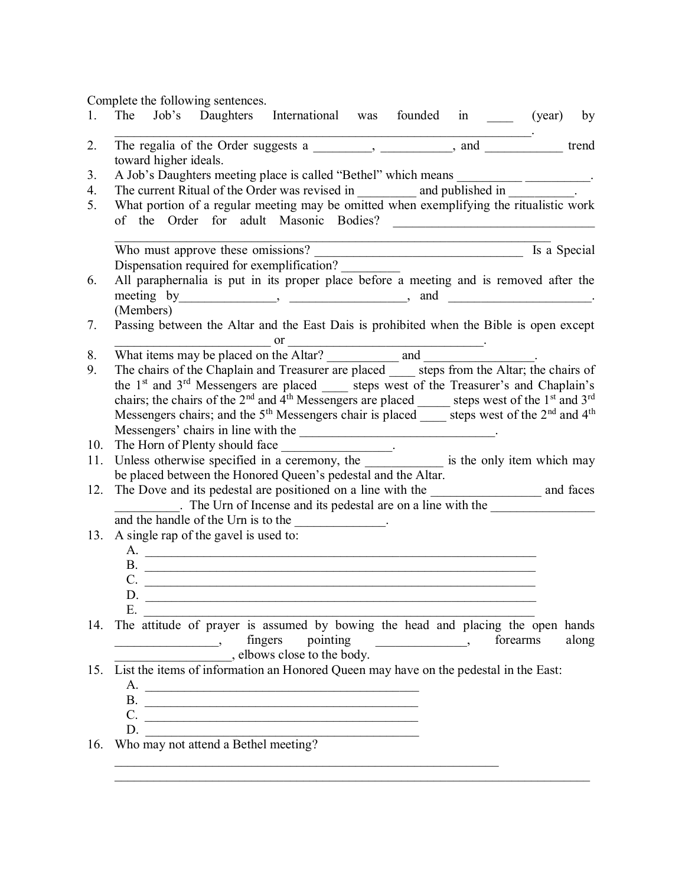Complete the following sentences.

1. The Job's Daughters International was founded in ____ (year) by ______________________________________________________________.
2. The regalia of the Order suggests a _________, ___________, and ____________ trend toward higher ideals.
3. A Job's Daughters meeting place is called "Bethel" which means __________ __________.
4. The current Ritual of the Order was revised in _________ and published in __________.
5. What portion of a regular meeting may be omitted when exemplifying the ritualistic work of the Order for adult Masonic Bodies? _______________________________ ______________________________________________________________
   Who must approve these omissions? _________________________________ Is a Special Dispensation required for exemplification? _________
6. All paraphernalia is put in its proper place before a meeting and is removed after the meeting by______________, _________________, and _____________________. (Members)
7. Passing between the Altar and the East Dais is prohibited when the Bible is open except ________________________ or ______________________________.
8. What items may be placed on the Altar? ___________ and _________________.
9. The chairs of the Chaplain and Treasurer are placed ____ steps from the Altar; the chairs of the 1st and 3rd Messengers are placed ____ steps west of the Treasurer's and Chaplain's chairs; the chairs of the 2nd and 4th Messengers are placed _____ steps west of the 1st and 3rd Messengers chairs; and the 5th Messengers chair is placed ____ steps west of the 2nd and 4th Messengers' chairs in line with the ______________________________.
10. The Horn of Plenty should face _________________.
11. Unless otherwise specified in a ceremony, the ____________ is the only item which may be placed between the Honored Queen's pedestal and the Altar.
12. The Dove and its pedestal are positioned on a line with the ________________ and faces __________. The Urn of Incense and its pedestal are on a line with the ________________ and the handle of the Urn is to the ______________.
13. A single rap of the gavel is used to:
    A. ______________________________________________________________
    B. ______________________________________________________________
    C. ______________________________________________________________
    D. ______________________________________________________________
    E. ______________________________________________________________
14. The attitude of prayer is assumed by bowing the head and placing the open hands ________________, fingers pointing ______________, forearms along __________________, elbows close to the body.
15. List the items of information an Honored Queen may have on the pedestal in the East:
    A. ____________________________________________
    B. ____________________________________________
    C. ____________________________________________
    D. ____________________________________________
16. Who may not attend a Bethel meeting?
    ______________________________________________________________
    ______________________________________________________________________________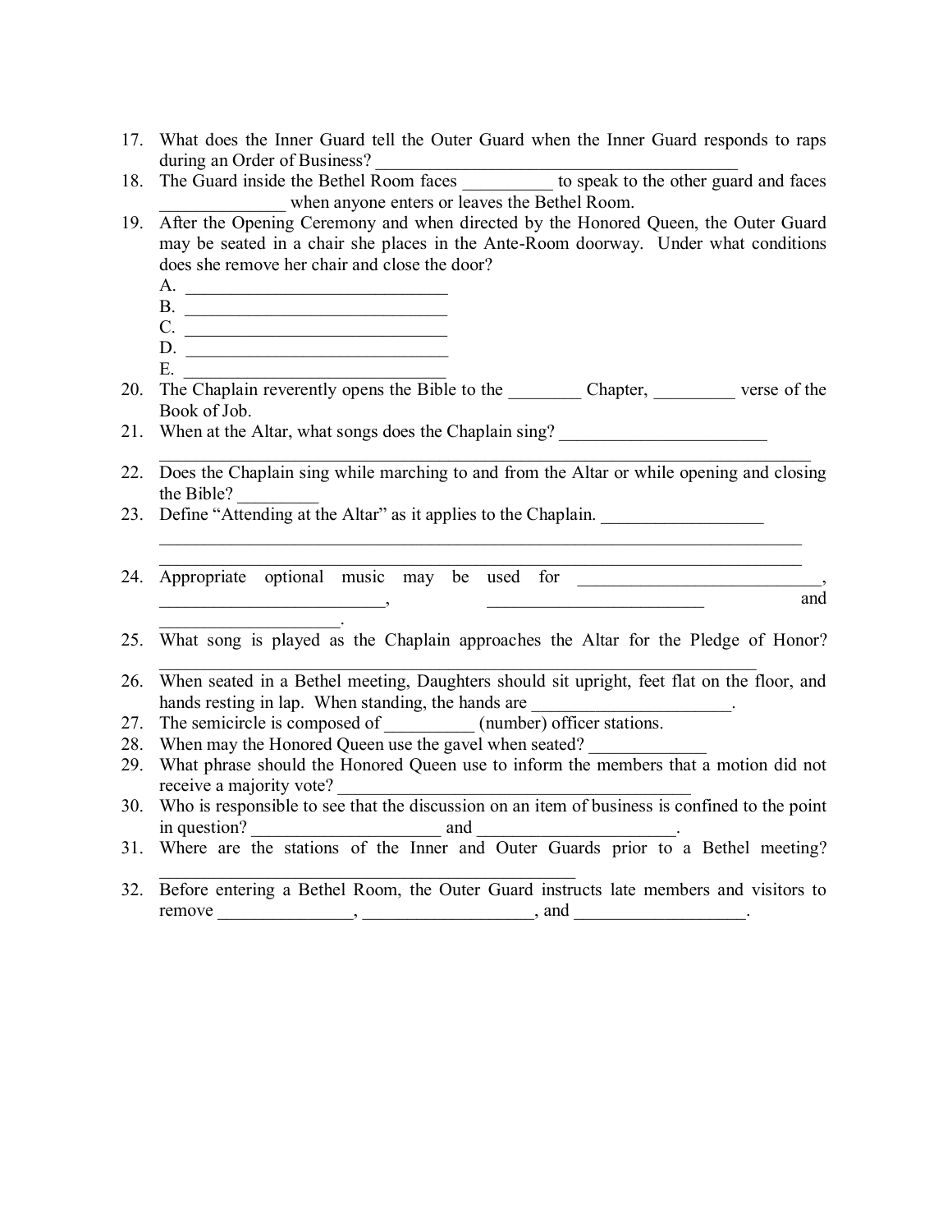17. What does the Inner Guard tell the Outer Guard when the Inner Guard responds to raps during an Order of Business? ________________________________________
18. The Guard inside the Bethel Room faces __________ to speak to the other guard and faces ______________ when anyone enters or leaves the Bethel Room.
19. After the Opening Ceremony and when directed by the Honored Queen, the Outer Guard may be seated in a chair she places in the Ante-Room doorway. Under what conditions does she remove her chair and close the door?
    A. ______________________________
    B. ______________________________
    C. ______________________________
    D. ______________________________
    E. ______________________________
20. The Chaplain reverently opens the Bible to the ________ Chapter, _________ verse of the Book of Job.
21. When at the Altar, what songs does the Chaplain sing? _______________________
    ________________________________________________________________________
22. Does the Chaplain sing while marching to and from the Altar or while opening and closing the Bible? _________
23. Define "Attending at the Altar" as it applies to the Chaplain. __________________
    ________________________________________________________________________
    ________________________________________________________________________
24. Appropriate optional music may be used for ___________________________, _________________________, _________________________ and ____________________.
25. What song is played as the Chaplain approaches the Altar for the Pledge of Honor? ________________________________________________________________________
26. When seated in a Bethel meeting, Daughters should sit upright, feet flat on the floor, and hands resting in lap. When standing, the hands are ______________________.
27. The semicircle is composed of __________ (number) officer stations.
28. When may the Honored Queen use the gavel when seated? _____________
29. What phrase should the Honored Queen use to inform the members that a motion did not receive a majority vote? ________________________________________
30. Who is responsible to see that the discussion on an item of business is confined to the point in question? ____________________ and ______________________.
31. Where are the stations of the Inner and Outer Guards prior to a Bethel meeting? ________________________________________________
32. Before entering a Bethel Room, the Outer Guard instructs late members and visitors to remove _______________, __________________, and __________________.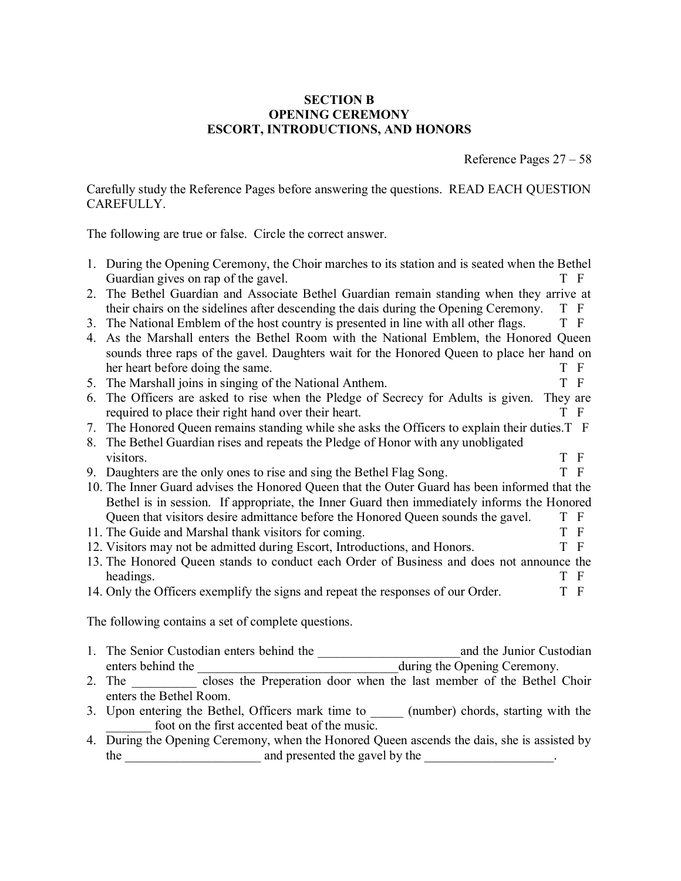**SECTION B**
**OPENING CEREMONY**
**ESCORT, INTRODUCTIONS, AND HONORS**

Reference Pages 27 – 58

Carefully study the Reference Pages before answering the questions. READ EACH QUESTION CAREFULLY.

The following are true or false. Circle the correct answer.

1. During the Opening Ceremony, the Choir marches to its station and is seated when the Bethel Guardian gives on rap of the gavel. T F
2. The Bethel Guardian and Associate Bethel Guardian remain standing when they arrive at their chairs on the sidelines after descending the dais during the Opening Ceremony. T F
3. The National Emblem of the host country is presented in line with all other flags. T F
4. As the Marshall enters the Bethel Room with the National Emblem, the Honored Queen sounds three raps of the gavel. Daughters wait for the Honored Queen to place her hand on her heart before doing the same. T F
5. The Marshall joins in singing of the National Anthem. T F
6. The Officers are asked to rise when the Pledge of Secrecy for Adults is given. They are required to place their right hand over their heart. T F
7. The Honored Queen remains standing while she asks the Officers to explain their duties. T F
8. The Bethel Guardian rises and repeats the Pledge of Honor with any unobligated visitors. T F
9. Daughters are the only ones to rise and sing the Bethel Flag Song. T F
10. The Inner Guard advises the Honored Queen that the Outer Guard has been informed that the Bethel is in session. If appropriate, the Inner Guard then immediately informs the Honored Queen that visitors desire admittance before the Honored Queen sounds the gavel. T F
11. The Guide and Marshal thank visitors for coming. T F
12. Visitors may not be admitted during Escort, Introductions, and Honors. T F
13. The Honored Queen stands to conduct each Order of Business and does not announce the headings. T F
14. Only the Officers exemplify the signs and repeat the responses of our Order. T F

The following contains a set of complete questions.

1. The Senior Custodian enters behind the ______________________ and the Junior Custodian enters behind the _______________________________ during the Opening Ceremony.
2. The __________ closes the Preperation door when the last member of the Bethel Choir enters the Bethel Room.
3. Upon entering the Bethel, Officers mark time to _____ (number) chords, starting with the _______ foot on the first accented beat of the music.
4. During the Opening Ceremony, when the Honored Queen ascends the dais, she is assisted by the _____________________ and presented the gavel by the ____________________.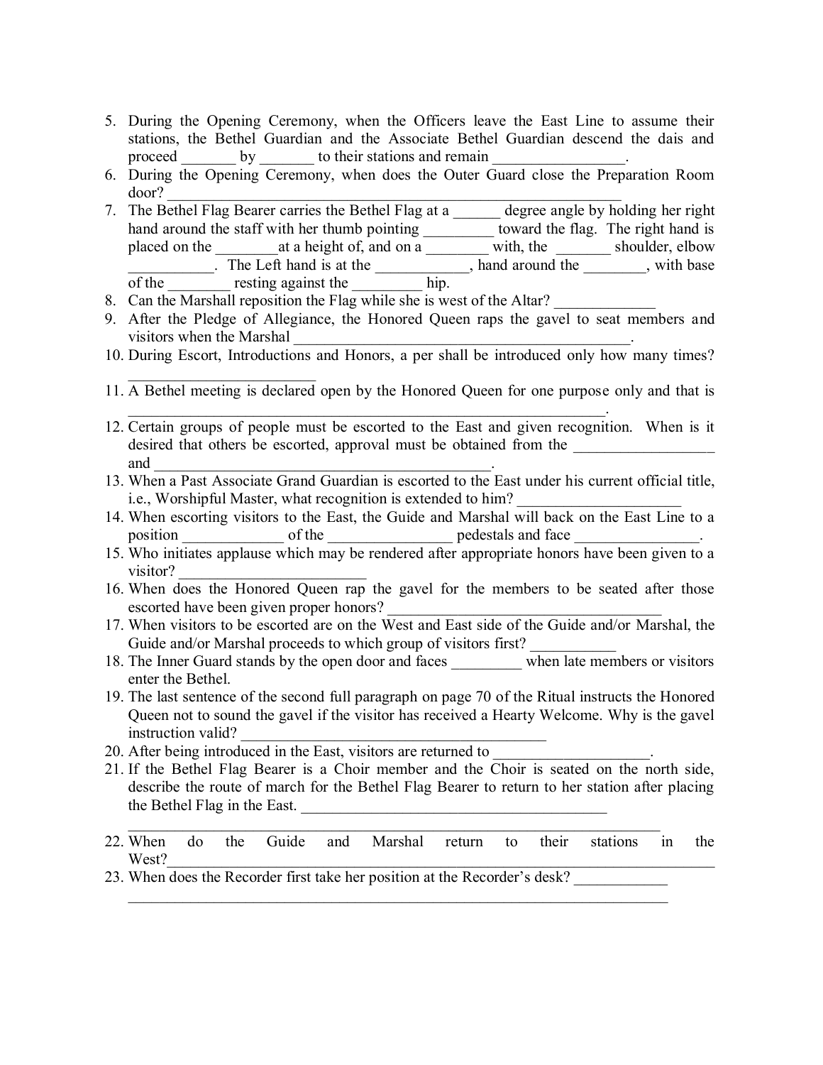5. During the Opening Ceremony, when the Officers leave the East Line to assume their stations, the Bethel Guardian and the Associate Bethel Guardian descend the dais and proceed _______ by _______ to their stations and remain ________________.
6. During the Opening Ceremony, when does the Outer Guard close the Preparation Room door? ___________________________________________________________
7. The Bethel Flag Bearer carries the Bethel Flag at a ______ degree angle by holding her right hand around the staff with her thumb pointing _________ toward the flag. The right hand is placed on the ________at a height of, and on a ________ with, the _______ shoulder, elbow ___________. The Left hand is at the ____________, hand around the ________, with base of the ________ resting against the _________ hip.
8. Can the Marshall reposition the Flag while she is west of the Altar? _____________
9. After the Pledge of Allegiance, the Honored Queen raps the gavel to seat members and visitors when the Marshal ___________________________________________.
10. During Escort, Introductions and Honors, a per shall be introduced only how many times? ________________________
11. A Bethel meeting is declared open by the Honored Queen for one purpose only and that is ________________________________________________________________.
12. Certain groups of people must be escorted to the East and given recognition. When is it desired that others be escorted, approval must be obtained from the __________________ and _____________________________________________.
13. When a Past Associate Grand Guardian is escorted to the East under his current official title, i.e., Worshipful Master, what recognition is extended to him? ____________________
14. When escorting visitors to the East, the Guide and Marshal will back on the East Line to a position _____________ of the ________________ pedestals and face ________________.
15. Who initiates applause which may be rendered after appropriate honors have been given to a visitor? _______________________
16. When does the Honored Queen rap the gavel for the members to be seated after those escorted have been given proper honors? ___________________________________
17. When visitors to be escorted are on the West and East side of the Guide and/or Marshal, the Guide and/or Marshal proceeds to which group of visitors first? ___________
18. The Inner Guard stands by the open door and faces _________ when late members or visitors enter the Bethel.
19. The last sentence of the second full paragraph on page 70 of the Ritual instructs the Honored Queen not to sound the gavel if the visitor has received a Hearty Welcome. Why is the gavel instruction valid? _______________________________________
20. After being introduced in the East, visitors are returned to ___________________.
21. If the Bethel Flag Bearer is a Choir member and the Choir is seated on the north side, describe the route of march for the Bethel Flag Bearer to return to her station after placing the Bethel Flag in the East. _______________________________________
_______________________________________________________________
22. When do the Guide and Marshal return to their stations in the West?_______________________________________________________________
23. When does the Recorder first take her position at the Recorder's desk? ____________
_____________________________________________________________________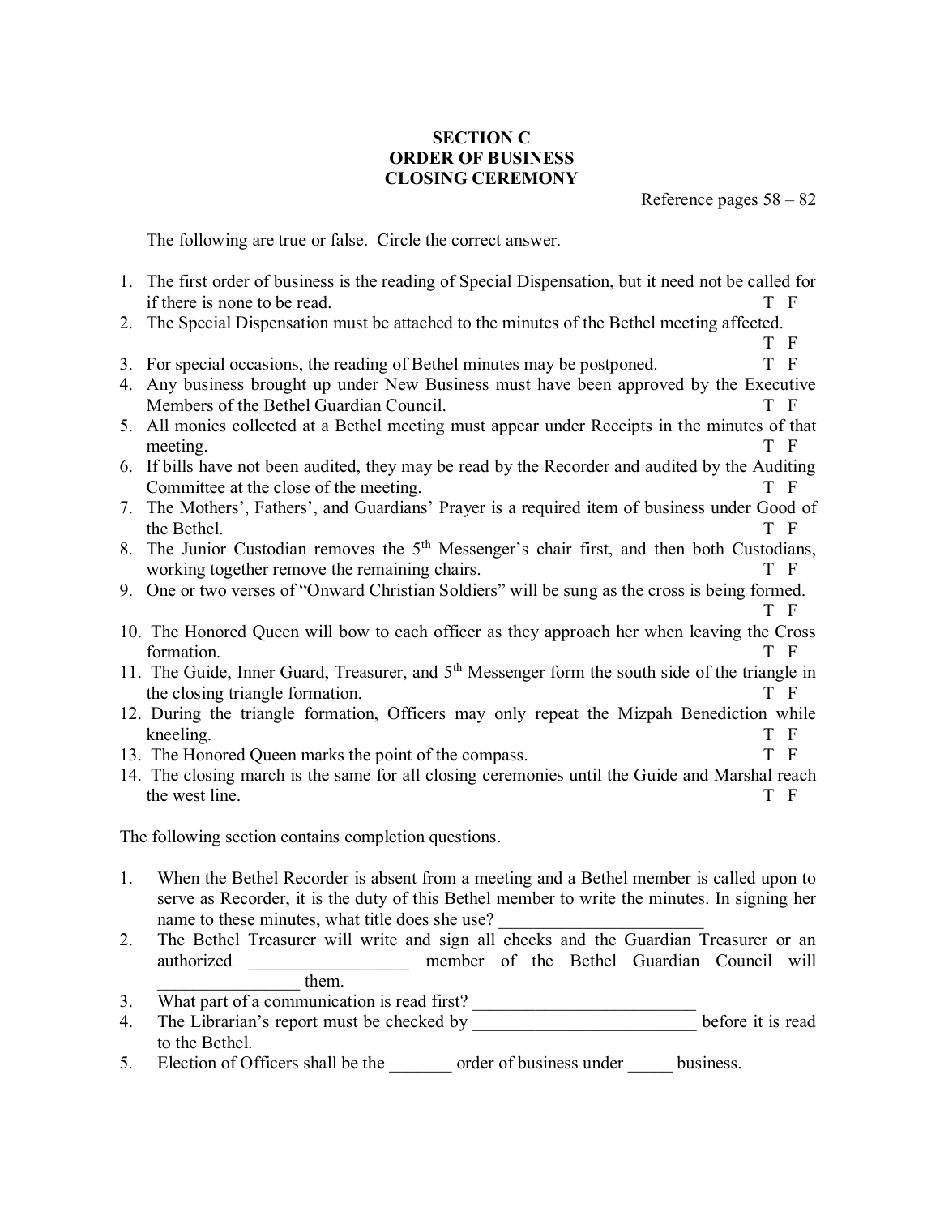## SECTION C
## ORDER OF BUSINESS
## CLOSING CEREMONY

Reference pages 58 – 82

The following are true or false. Circle the correct answer.

1. The first order of business is the reading of Special Dispensation, but it need not be called for if there is none to be read. T F
2. The Special Dispensation must be attached to the minutes of the Bethel meeting affected. T F
3. For special occasions, the reading of Bethel minutes may be postponed. T F
4. Any business brought up under New Business must have been approved by the Executive Members of the Bethel Guardian Council. T F
5. All monies collected at a Bethel meeting must appear under Receipts in the minutes of that meeting. T F
6. If bills have not been audited, they may be read by the Recorder and audited by the Auditing Committee at the close of the meeting. T F
7. The Mothers', Fathers', and Guardians' Prayer is a required item of business under Good of the Bethel. T F
8. The Junior Custodian removes the 5th Messenger's chair first, and then both Custodians, working together remove the remaining chairs. T F
9. One or two verses of "Onward Christian Soldiers" will be sung as the cross is being formed. T F
10. The Honored Queen will bow to each officer as they approach her when leaving the Cross formation. T F
11. The Guide, Inner Guard, Treasurer, and 5th Messenger form the south side of the triangle in the closing triangle formation. T F
12. During the triangle formation, Officers may only repeat the Mizpah Benediction while kneeling. T F
13. The Honored Queen marks the point of the compass. T F
14. The closing march is the same for all closing ceremonies until the Guide and Marshal reach the west line. T F

The following section contains completion questions.

1. When the Bethel Recorder is absent from a meeting and a Bethel member is called upon to serve as Recorder, it is the duty of this Bethel member to write the minutes. In signing her name to these minutes, what title does she use? \_\_\_\_\_\_\_\_\_\_\_\_\_\_\_\_\_\_\_\_\_\_\_
2. The Bethel Treasurer will write and sign all checks and the Guardian Treasurer or an authorized \_\_\_\_\_\_\_\_\_\_\_\_\_\_\_\_\_\_ member of the Bethel Guardian Council will \_\_\_\_\_\_\_\_\_\_\_\_\_\_\_\_ them.
3. What part of a communication is read first? \_\_\_\_\_\_\_\_\_\_\_\_\_\_\_\_\_\_\_\_\_\_\_\_\_
4. The Librarian's report must be checked by \_\_\_\_\_\_\_\_\_\_\_\_\_\_\_\_\_\_\_\_\_\_\_\_\_ before it is read to the Bethel.
5. Election of Officers shall be the \_\_\_\_\_\_\_ order of business under \_\_\_\_\_ business.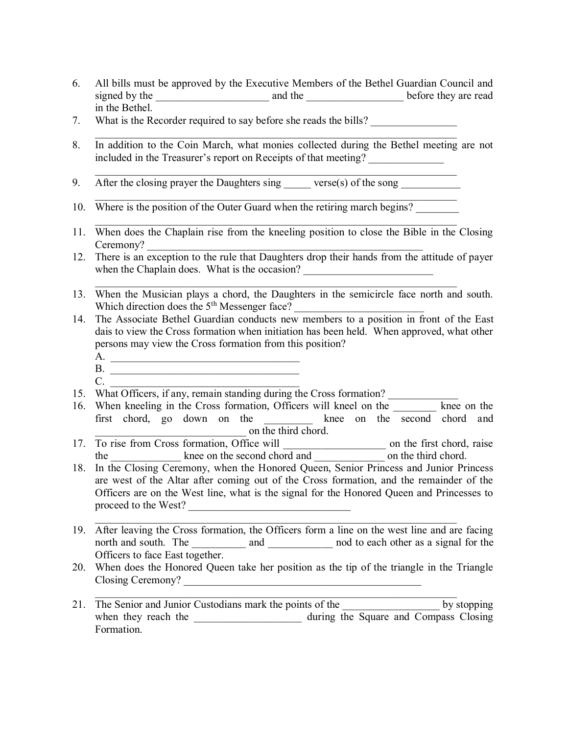6. All bills must be approved by the Executive Members of the Bethel Guardian Council and signed by the _____________________ and the __________________ before they are read in the Bethel.
7. What is the Recorder required to say before she reads the bills? ________________ ____________________________________________________________________
8. In addition to the Coin March, what monies collected during the Bethel meeting are not included in the Treasurer's report on Receipts of that meeting? ______________ ____________________________________________________________________
9. After the closing prayer the Daughters sing _____ verse(s) of the song ___________ ____________________________________________________________________
10. Where is the position of the Outer Guard when the retiring march begins? ________ ____________________________________________________________________
11. When does the Chaplain rise from the kneeling position to close the Bible in the Closing Ceremony? ___________________________________________________
12. There is an exception to the rule that Daughters drop their hands from the attitude of payer when the Chaplain does. What is the occasion? _________________________ ____________________________________________________________________
13. When the Musician plays a chord, the Daughters in the semicircle face north and south. Which direction does the 5th Messenger face? _________________________
14. The Associate Bethel Guardian conducts new members to a position in front of the East dais to view the Cross formation when initiation has been held. When approved, what other persons may view the Cross formation from this position?
    A. ____________________________________
    B. ____________________________________
    C. ____________________________________
15. What Officers, if any, remain standing during the Cross formation? _____________
16. When kneeling in the Cross formation, Officers will kneel on the ________ knee on the first chord, go down on the _________ knee on the second chord and ____________________________ on the third chord.
17. To rise from Cross formation, Office will ___________________ on the first chord, raise the _____________ knee on the second chord and _____________ on the third chord.
18. In the Closing Ceremony, when the Honored Queen, Senior Princess and Junior Princess are west of the Altar after coming out of the Cross formation, and the remainder of the Officers are on the West line, what is the signal for the Honored Queen and Princesses to proceed to the West? _______________________________ ____________________________________________________________________
19. After leaving the Cross formation, the Officers form a line on the west line and are facing north and south. The __________ and ____________ nod to each other as a signal for the Officers to face East together.
20. When does the Honored Queen take her position as the tip of the triangle in the Triangle Closing Ceremony? _______________________________________________ ____________________________________________________________________
21. The Senior and Junior Custodians mark the points of the __________________ by stopping when they reach the ____________________ during the Square and Compass Closing Formation.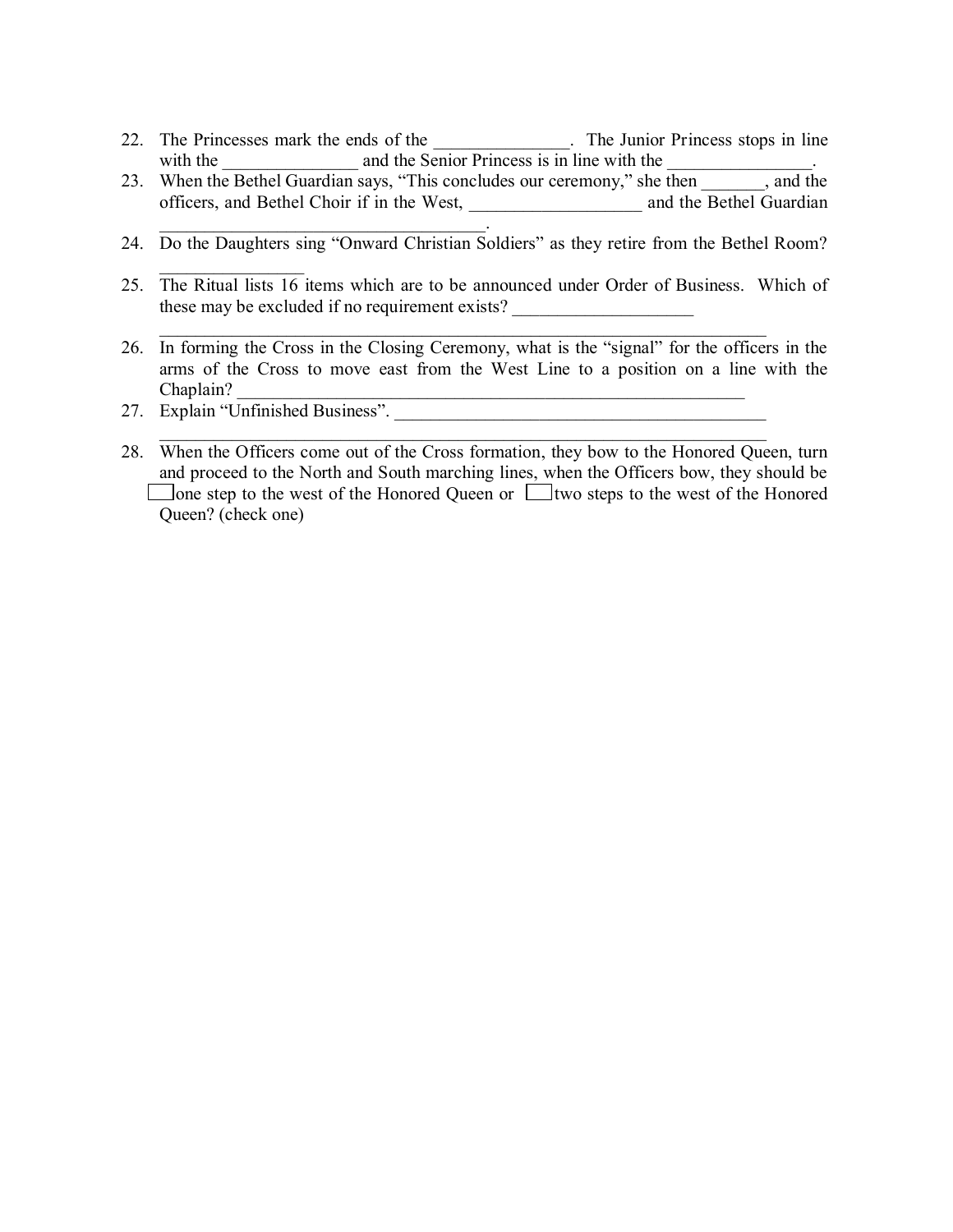22. The Princesses mark the ends of the _______________. The Junior Princess stops in line with the _______________ and the Senior Princess is in line with the ________________.
23. When the Bethel Guardian says, "This concludes our ceremony," she then _______, and the officers, and Bethel Choir if in the West, ___________________ and the Bethel Guardian _____________________________________.
24. Do the Daughters sing "Onward Christian Soldiers" as they retire from the Bethel Room? ________________
25. The Ritual lists 16 items which are to be announced under Order of Business. Which of these may be excluded if no requirement exists? ____________________ ____________________________________________________________
26. In forming the Cross in the Closing Ceremony, what is the "signal" for the officers in the arms of the Cross to move east from the West Line to a position on a line with the Chaplain? ____________________________________________________________
27. Explain "Unfinished Business". ____________________________________________ ____________________________________________________________
28. When the Officers come out of the Cross formation, they bow to the Honored Queen, turn and proceed to the North and South marching lines, when the Officers bow, they should be ☐ one step to the west of the Honored Queen or ☐ two steps to the west of the Honored Queen? (check one)